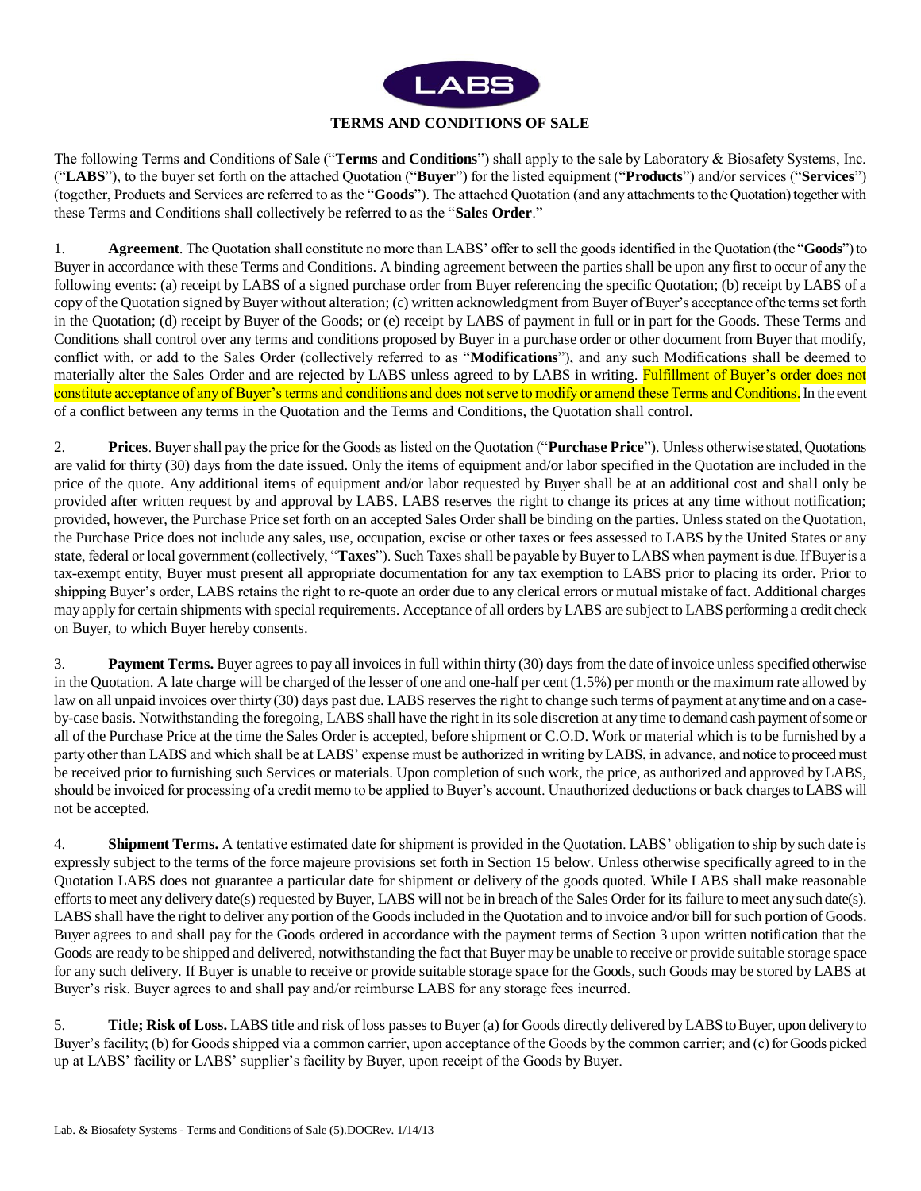LABS

## TERMS AND CONDITIONS OF SALE

The following Terms and Conditions of Sale ("**Terms and Conditions**") shall apply to the sale by Laboratory & Biosafety Systems, Inc. ("**LABS**"), to the buyer set forth on the attached Quotation ("**Buyer**") for the listed equipment ("**Products**") and/or services ("**Services**") (together, Products and Services are referred to as the "**Goods**"). The attached Quotation (and any attachments to the Quotation) together with these Terms and Conditions shall collectively be referred to as the "**Sales Order**."

1. **Agreement**. The Quotation shall constitute no more than LABS' offer to sell the goods identified in the Quotation (the "**Goods**") to Buyer in accordance with these Terms and Conditions. A binding agreement between the parties shall be upon any first to occur of any the following events: (a) receipt by LABS of a signed purchase order from Buyer referencing the specific Quotation; (b) receipt by LABS of a copy of the Quotation signed by Buyer without alteration; (c) written acknowledgment from Buyer of Buyer's acceptance of the terms set forth in the Quotation; (d) receipt by Buyer of the Goods; or (e) receipt by LABS of payment in full or in part for the Goods. These Terms and Conditions shall control over any terms and conditions proposed by Buyer in a purchase order or other document from Buyer that modify, conflict with, or add to the Sales Order (collectively referred to as "**Modifications**"), and any such Modifications shall be deemed to materially alter the Sales Order and are rejected by LABS unless agreed to by LABS in writing. Fulfillment of Buyer's order does not constitute acceptance of any of Buyer's terms and conditions and does not serve to modify or amend these Terms and Conditions. In the event of a conflict between any terms in the Quotation and the Terms and Conditions, the Quotation shall control.

2. **Prices**. Buyer shall pay the price for the Goods as listed on the Quotation ("**Purchase Price**"). Unless otherwise stated, Quotations are valid for thirty (30) days from the date issued. Only the items of equipment and/or labor specified in the Quotation are included in the price of the quote. Any additional items of equipment and/or labor requested by Buyer shall be at an additional cost and shall only be provided after written request by and approval by LABS. LABS reserves the right to change its prices at any time without notification; provided, however, the Purchase Price set forth on an accepted Sales Order shall be binding on the parties. Unless stated on the Quotation, the Purchase Price does not include any sales, use, occupation, excise or other taxes or fees assessed to LABS by the United States or any state, federal or local government (collectively, "**Taxes**"). Such Taxes shall be payable by Buyer to LABS when payment is due. If Buyer is a tax-exempt entity, Buyer must present all appropriate documentation for any tax exemption to LABS prior to placing its order. Prior to shipping Buyer's order, LABS retains the right to re-quote an order due to any clerical errors or mutual mistake of fact. Additional charges may apply for certain shipments with special requirements. Acceptance of all orders by LABS are subject to LABS performing a credit check on Buyer, to which Buyer hereby consents.

3. **Payment Terms.** Buyer agrees to pay all invoices in full within thirty (30) days from the date of invoice unless specified otherwise in the Quotation. A late charge will be charged of the lesser of one and one-half per cent (1.5%) per month or the maximum rate allowed by law on all unpaid invoices over thirty (30) days past due. LABS reserves the right to change such terms of payment at any time and on a case-by-case basis. Notwithstanding the foregoing, LABS shall have the right in its sole discretion at any time to demand cash payment of some or all of the Purchase Price at the time the Sales Order is accepted, before shipment or C.O.D. Work or material which is to be furnished by a party other than LABS and which shall be at LABS' expense must be authorized in writing by LABS, in advance, and notice to proceed must be received prior to furnishing such Services or materials. Upon completion of such work, the price, as authorized and approved by LABS, should be invoiced for processing of a credit memo to be applied to Buyer's account. Unauthorized deductions or back charges to LABS will not be accepted.

4. **Shipment Terms.** A tentative estimated date for shipment is provided in the Quotation. LABS' obligation to ship by such date is expressly subject to the terms of the force majeure provisions set forth in Section 15 below. Unless otherwise specifically agreed to in the Quotation LABS does not guarantee a particular date for shipment or delivery of the goods quoted. While LABS shall make reasonable efforts to meet any delivery date(s) requested by Buyer, LABS will not be in breach of the Sales Order for its failure to meet any such date(s). LABS shall have the right to deliver any portion of the Goods included in the Quotation and to invoice and/or bill for such portion of Goods. Buyer agrees to and shall pay for the Goods ordered in accordance with the payment terms of Section 3 upon written notification that the Goods are ready to be shipped and delivered, notwithstanding the fact that Buyer may be unable to receive or provide suitable storage space for any such delivery. If Buyer is unable to receive or provide suitable storage space for the Goods, such Goods may be stored by LABS at Buyer's risk. Buyer agrees to and shall pay and/or reimburse LABS for any storage fees incurred.

5. **Title; Risk of Loss.** LABS title and risk of loss passes to Buyer (a) for Goods directly delivered by LABS to Buyer, upon delivery to Buyer's facility; (b) for Goods shipped via a common carrier, upon acceptance of the Goods by the common carrier; and (c) for Goods picked up at LABS' facility or LABS' supplier's facility by Buyer, upon receipt of the Goods by Buyer.

Lab. & Biosafety Systems - Terms and Conditions of Sale (5).DOCRev. 1/14/13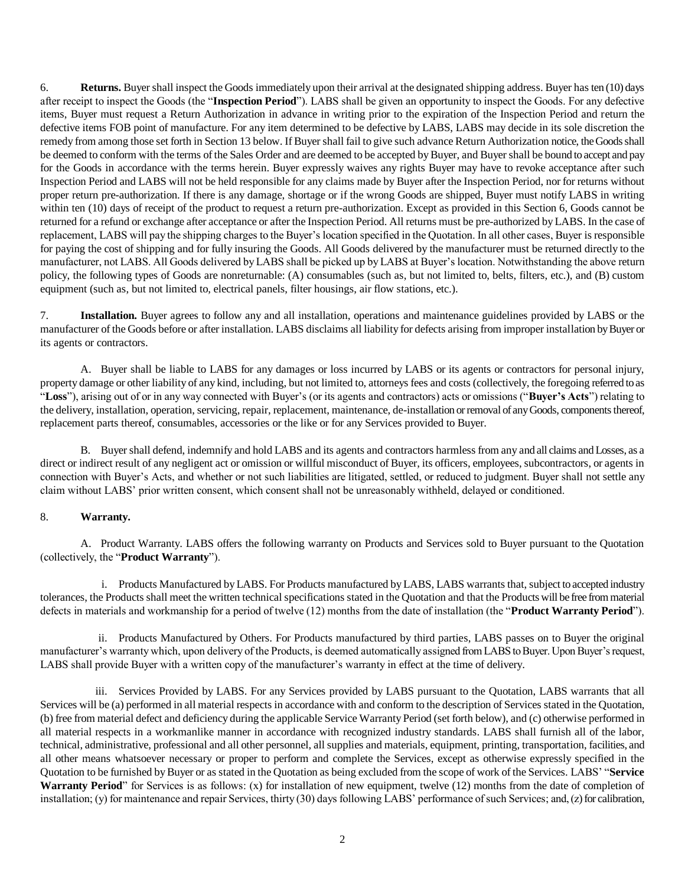6. **Returns.** Buyer shall inspect the Goods immediately upon their arrival at the designated shipping address. Buyer has ten (10) days after receipt to inspect the Goods (the "**Inspection Period**"). LABS shall be given an opportunity to inspect the Goods. For any defective items, Buyer must request a Return Authorization in advance in writing prior to the expiration of the Inspection Period and return the defective items FOB point of manufacture. For any item determined to be defective by LABS, LABS may decide in its sole discretion the remedy from among those set forth in Section 13 below. If Buyer shall fail to give such advance Return Authorization notice, the Goods shall be deemed to conform with the terms of the Sales Order and are deemed to be accepted by Buyer, and Buyer shall be bound to accept and pay for the Goods in accordance with the terms herein. Buyer expressly waives any rights Buyer may have to revoke acceptance after such Inspection Period and LABS will not be held responsible for any claims made by Buyer after the Inspection Period, nor for returns without proper return pre-authorization. If there is any damage, shortage or if the wrong Goods are shipped, Buyer must notify LABS in writing within ten (10) days of receipt of the product to request a return pre-authorization. Except as provided in this Section 6, Goods cannot be returned for a refund or exchange after acceptance or after the Inspection Period. All returns must be pre-authorized by LABS. In the case of replacement, LABS will pay the shipping charges to the Buyer's location specified in the Quotation. In all other cases, Buyer is responsible for paying the cost of shipping and for fully insuring the Goods. All Goods delivered by the manufacturer must be returned directly to the manufacturer, not LABS. All Goods delivered by LABS shall be picked up by LABS at Buyer's location. Notwithstanding the above return policy, the following types of Goods are nonreturnable: (A) consumables (such as, but not limited to, belts, filters, etc.), and (B) custom equipment (such as, but not limited to, electrical panels, filter housings, air flow stations, etc.).

7. **Installation.** Buyer agrees to follow any and all installation, operations and maintenance guidelines provided by LABS or the manufacturer of the Goods before or after installation. LABS disclaims all liability for defects arising from improper installation by Buyer or its agents or contractors.

A. Buyer shall be liable to LABS for any damages or loss incurred by LABS or its agents or contractors for personal injury, property damage or other liability of any kind, including, but not limited to, attorneys fees and costs (collectively, the foregoing referred to as "**Loss**"), arising out of or in any way connected with Buyer's (or its agents and contractors) acts or omissions ("**Buyer's Acts**") relating to the delivery, installation, operation, servicing, repair, replacement, maintenance, de-installation or removal of any Goods, components thereof, replacement parts thereof, consumables, accessories or the like or for any Services provided to Buyer.

B. Buyer shall defend, indemnify and hold LABS and its agents and contractors harmless from any and all claims and Losses, as a direct or indirect result of any negligent act or omission or willful misconduct of Buyer, its officers, employees, subcontractors, or agents in connection with Buyer's Acts, and whether or not such liabilities are litigated, settled, or reduced to judgment. Buyer shall not settle any claim without LABS' prior written consent, which consent shall not be unreasonably withheld, delayed or conditioned.

8. **Warranty.**

A. Product Warranty. LABS offers the following warranty on Products and Services sold to Buyer pursuant to the Quotation (collectively, the "**Product Warranty**").

i. Products Manufactured by LABS. For Products manufactured by LABS, LABS warrants that, subject to accepted industry tolerances, the Products shall meet the written technical specifications stated in the Quotation and that the Products will be free from material defects in materials and workmanship for a period of twelve (12) months from the date of installation (the "**Product Warranty Period**").

ii. Products Manufactured by Others. For Products manufactured by third parties, LABS passes on to Buyer the original manufacturer's warranty which, upon delivery of the Products, is deemed automatically assigned from LABS to Buyer. Upon Buyer's request, LABS shall provide Buyer with a written copy of the manufacturer's warranty in effect at the time of delivery.

iii. Services Provided by LABS. For any Services provided by LABS pursuant to the Quotation, LABS warrants that all Services will be (a) performed in all material respects in accordance with and conform to the description of Services stated in the Quotation, (b) free from material defect and deficiency during the applicable Service Warranty Period (set forth below), and (c) otherwise performed in all material respects in a workmanlike manner in accordance with recognized industry standards. LABS shall furnish all of the labor, technical, administrative, professional and all other personnel, all supplies and materials, equipment, printing, transportation, facilities, and all other means whatsoever necessary or proper to perform and complete the Services, except as otherwise expressly specified in the Quotation to be furnished by Buyer or as stated in the Quotation as being excluded from the scope of work of the Services. LABS' "**Service Warranty Period**" for Services is as follows: (x) for installation of new equipment, twelve (12) months from the date of completion of installation; (y) for maintenance and repair Services, thirty (30) days following LABS' performance of such Services; and, (z) for calibration,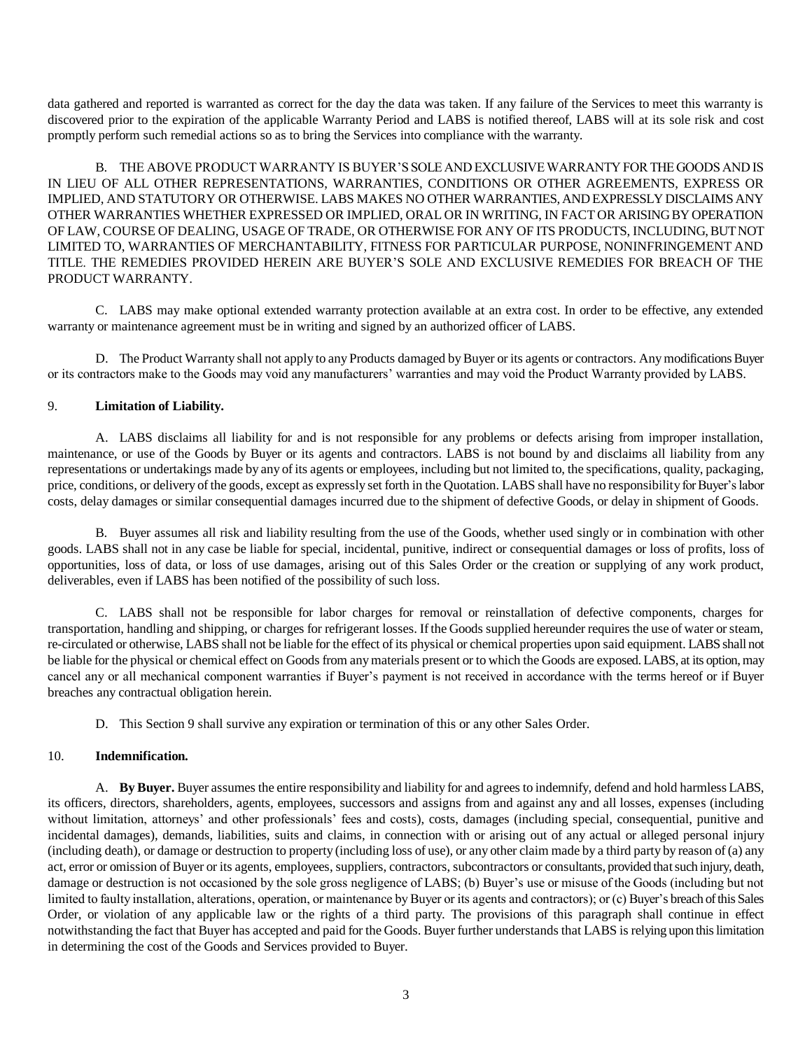data gathered and reported is warranted as correct for the day the data was taken. If any failure of the Services to meet this warranty is discovered prior to the expiration of the applicable Warranty Period and LABS is notified thereof, LABS will at its sole risk and cost promptly perform such remedial actions so as to bring the Services into compliance with the warranty.

B. THE ABOVE PRODUCT WARRANTY IS BUYER'S SOLE AND EXCLUSIVE WARRANTY FOR THE GOODS AND IS IN LIEU OF ALL OTHER REPRESENTATIONS, WARRANTIES, CONDITIONS OR OTHER AGREEMENTS, EXPRESS OR IMPLIED, AND STATUTORY OR OTHERWISE. LABS MAKES NO OTHER WARRANTIES, AND EXPRESSLY DISCLAIMS ANY OTHER WARRANTIES WHETHER EXPRESSED OR IMPLIED, ORAL OR IN WRITING, IN FACT OR ARISING BY OPERATION OF LAW, COURSE OF DEALING, USAGE OF TRADE, OR OTHERWISE FOR ANY OF ITS PRODUCTS, INCLUDING, BUT NOT LIMITED TO, WARRANTIES OF MERCHANTABILITY, FITNESS FOR PARTICULAR PURPOSE, NONINFRINGEMENT AND TITLE. THE REMEDIES PROVIDED HEREIN ARE BUYER'S SOLE AND EXCLUSIVE REMEDIES FOR BREACH OF THE PRODUCT WARRANTY.

C. LABS may make optional extended warranty protection available at an extra cost. In order to be effective, any extended warranty or maintenance agreement must be in writing and signed by an authorized officer of LABS.

D. The Product Warranty shall not apply to any Products damaged by Buyer or its agents or contractors. Any modifications Buyer or its contractors make to the Goods may void any manufacturers' warranties and may void the Product Warranty provided by LABS.

9. **Limitation of Liability.**

A. LABS disclaims all liability for and is not responsible for any problems or defects arising from improper installation, maintenance, or use of the Goods by Buyer or its agents and contractors. LABS is not bound by and disclaims all liability from any representations or undertakings made by any of its agents or employees, including but not limited to, the specifications, quality, packaging, price, conditions, or delivery of the goods, except as expressly set forth in the Quotation. LABS shall have no responsibility for Buyer's labor costs, delay damages or similar consequential damages incurred due to the shipment of defective Goods, or delay in shipment of Goods.

B. Buyer assumes all risk and liability resulting from the use of the Goods, whether used singly or in combination with other goods. LABS shall not in any case be liable for special, incidental, punitive, indirect or consequential damages or loss of profits, loss of opportunities, loss of data, or loss of use damages, arising out of this Sales Order or the creation or supplying of any work product, deliverables, even if LABS has been notified of the possibility of such loss.

C. LABS shall not be responsible for labor charges for removal or reinstallation of defective components, charges for transportation, handling and shipping, or charges for refrigerant losses. If the Goods supplied hereunder requires the use of water or steam, re-circulated or otherwise, LABS shall not be liable for the effect of its physical or chemical properties upon said equipment. LABS shall not be liable for the physical or chemical effect on Goods from any materials present or to which the Goods are exposed. LABS, at its option, may cancel any or all mechanical component warranties if Buyer's payment is not received in accordance with the terms hereof or if Buyer breaches any contractual obligation herein.

D. This Section 9 shall survive any expiration or termination of this or any other Sales Order.

10. **Indemnification.**

A. **By Buyer.** Buyer assumes the entire responsibility and liability for and agrees to indemnify, defend and hold harmless LABS, its officers, directors, shareholders, agents, employees, successors and assigns from and against any and all losses, expenses (including without limitation, attorneys' and other professionals' fees and costs), costs, damages (including special, consequential, punitive and incidental damages), demands, liabilities, suits and claims, in connection with or arising out of any actual or alleged personal injury (including death), or damage or destruction to property (including loss of use), or any other claim made by a third party by reason of (a) any act, error or omission of Buyer or its agents, employees, suppliers, contractors, subcontractors or consultants, provided that such injury, death, damage or destruction is not occasioned by the sole gross negligence of LABS; (b) Buyer's use or misuse of the Goods (including but not limited to faulty installation, alterations, operation, or maintenance by Buyer or its agents and contractors); or (c) Buyer's breach of this Sales Order, or violation of any applicable law or the rights of a third party. The provisions of this paragraph shall continue in effect notwithstanding the fact that Buyer has accepted and paid for the Goods. Buyer further understands that LABS is relying upon this limitation in determining the cost of the Goods and Services provided to Buyer.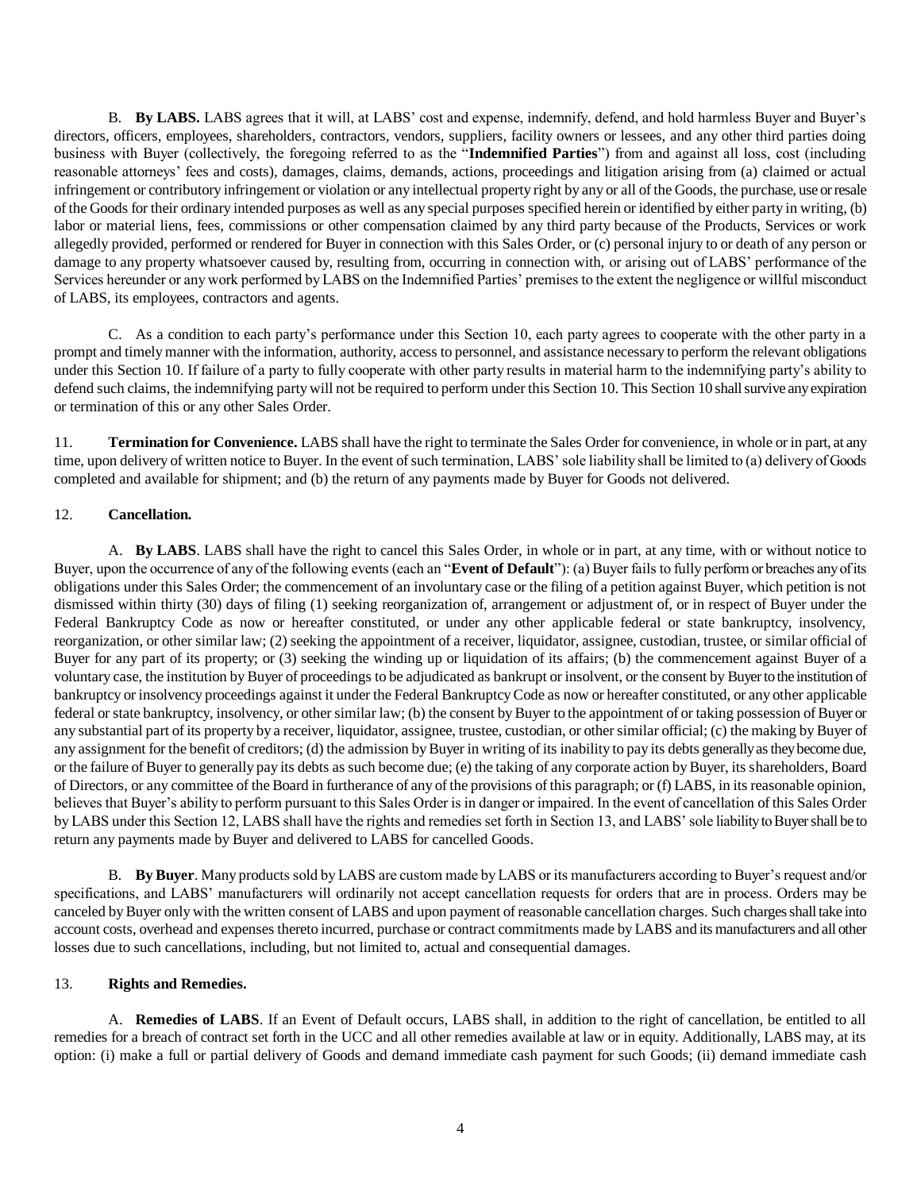B. **By LABS.** LABS agrees that it will, at LABS' cost and expense, indemnify, defend, and hold harmless Buyer and Buyer's directors, officers, employees, shareholders, contractors, vendors, suppliers, facility owners or lessees, and any other third parties doing business with Buyer (collectively, the foregoing referred to as the "**Indemnified Parties**") from and against all loss, cost (including reasonable attorneys' fees and costs), damages, claims, demands, actions, proceedings and litigation arising from (a) claimed or actual infringement or contributory infringement or violation or any intellectual property right by any or all of the Goods, the purchase, use or resale of the Goods for their ordinary intended purposes as well as any special purposes specified herein or identified by either party in writing, (b) labor or material liens, fees, commissions or other compensation claimed by any third party because of the Products, Services or work allegedly provided, performed or rendered for Buyer in connection with this Sales Order, or (c) personal injury to or death of any person or damage to any property whatsoever caused by, resulting from, occurring in connection with, or arising out of LABS' performance of the Services hereunder or any work performed by LABS on the Indemnified Parties' premises to the extent the negligence or willful misconduct of LABS, its employees, contractors and agents.

C. As a condition to each party's performance under this Section 10, each party agrees to cooperate with the other party in a prompt and timely manner with the information, authority, access to personnel, and assistance necessary to perform the relevant obligations under this Section 10. If failure of a party to fully cooperate with other party results in material harm to the indemnifying party's ability to defend such claims, the indemnifying party will not be required to perform under this Section 10. This Section 10 shall survive any expiration or termination of this or any other Sales Order.

11. **Termination for Convenience.** LABS shall have the right to terminate the Sales Order for convenience, in whole or in part, at any time, upon delivery of written notice to Buyer. In the event of such termination, LABS' sole liability shall be limited to (a) delivery of Goods completed and available for shipment; and (b) the return of any payments made by Buyer for Goods not delivered.

12. **Cancellation.**

A. **By LABS**. LABS shall have the right to cancel this Sales Order, in whole or in part, at any time, with or without notice to Buyer, upon the occurrence of any of the following events (each an "**Event of Default**"): (a) Buyer fails to fully perform or breaches any of its obligations under this Sales Order; the commencement of an involuntary case or the filing of a petition against Buyer, which petition is not dismissed within thirty (30) days of filing (1) seeking reorganization of, arrangement or adjustment of, or in respect of Buyer under the Federal Bankruptcy Code as now or hereafter constituted, or under any other applicable federal or state bankruptcy, insolvency, reorganization, or other similar law; (2) seeking the appointment of a receiver, liquidator, assignee, custodian, trustee, or similar official of Buyer for any part of its property; or (3) seeking the winding up or liquidation of its affairs; (b) the commencement against Buyer of a voluntary case, the institution by Buyer of proceedings to be adjudicated as bankrupt or insolvent, or the consent by Buyer to the institution of bankruptcy or insolvency proceedings against it under the Federal Bankruptcy Code as now or hereafter constituted, or any other applicable federal or state bankruptcy, insolvency, or other similar law; (b) the consent by Buyer to the appointment of or taking possession of Buyer or any substantial part of its property by a receiver, liquidator, assignee, trustee, custodian, or other similar official; (c) the making by Buyer of any assignment for the benefit of creditors; (d) the admission by Buyer in writing of its inability to pay its debts generally as they become due, or the failure of Buyer to generally pay its debts as such become due; (e) the taking of any corporate action by Buyer, its shareholders, Board of Directors, or any committee of the Board in furtherance of any of the provisions of this paragraph; or (f) LABS, in its reasonable opinion, believes that Buyer's ability to perform pursuant to this Sales Order is in danger or impaired. In the event of cancellation of this Sales Order by LABS under this Section 12, LABS shall have the rights and remedies set forth in Section 13, and LABS' sole liability to Buyer shall be to return any payments made by Buyer and delivered to LABS for cancelled Goods.

B. **By Buyer**. Many products sold by LABS are custom made by LABS or its manufacturers according to Buyer's request and/or specifications, and LABS' manufacturers will ordinarily not accept cancellation requests for orders that are in process. Orders may be canceled by Buyer only with the written consent of LABS and upon payment of reasonable cancellation charges. Such charges shall take into account costs, overhead and expenses thereto incurred, purchase or contract commitments made by LABS and its manufacturers and all other losses due to such cancellations, including, but not limited to, actual and consequential damages.

13. **Rights and Remedies.**

A. **Remedies of LABS**. If an Event of Default occurs, LABS shall, in addition to the right of cancellation, be entitled to all remedies for a breach of contract set forth in the UCC and all other remedies available at law or in equity. Additionally, LABS may, at its option: (i) make a full or partial delivery of Goods and demand immediate cash payment for such Goods; (ii) demand immediate cash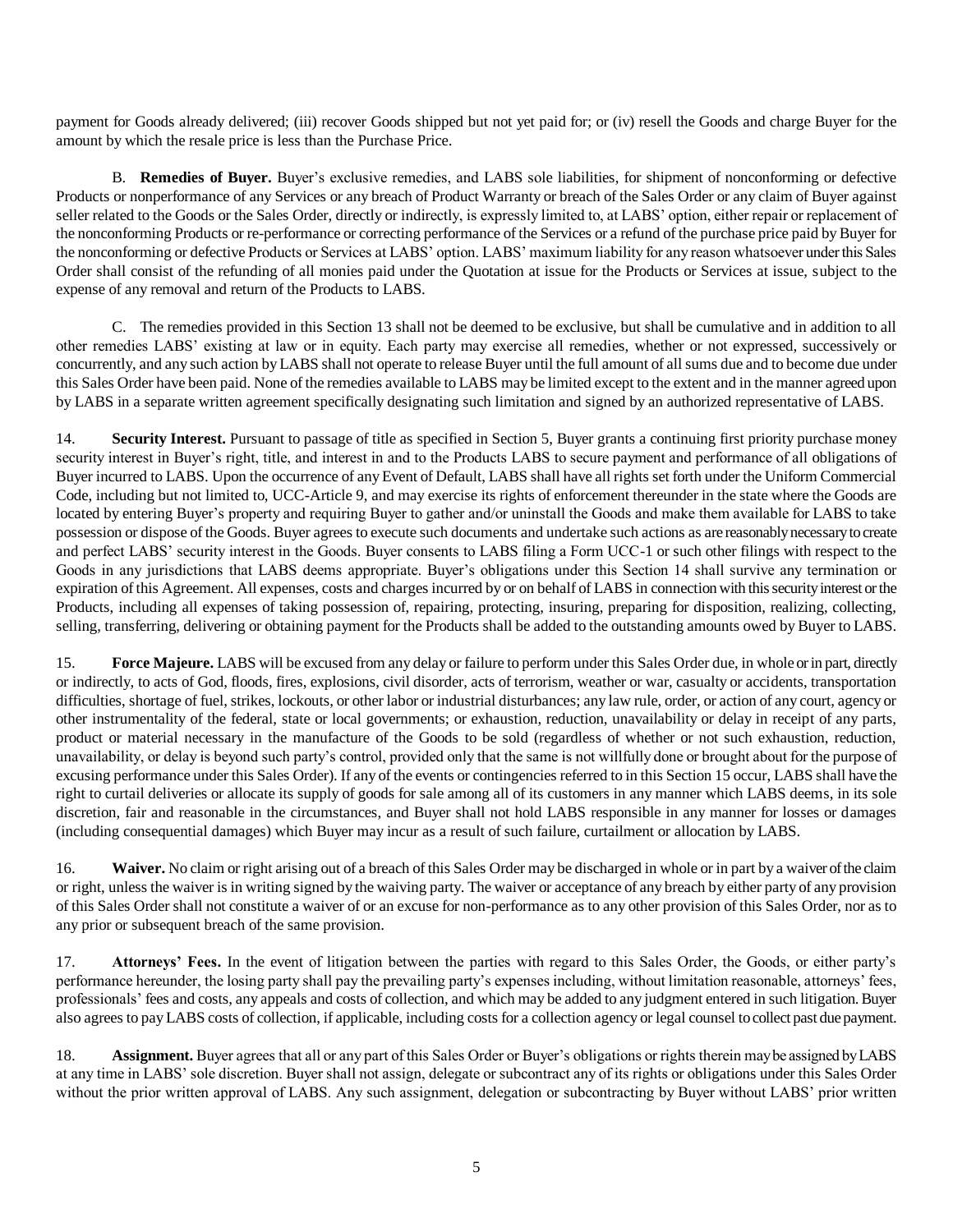payment for Goods already delivered; (iii) recover Goods shipped but not yet paid for; or (iv) resell the Goods and charge Buyer for the amount by which the resale price is less than the Purchase Price.

B. **Remedies of Buyer.** Buyer's exclusive remedies, and LABS sole liabilities, for shipment of nonconforming or defective Products or nonperformance of any Services or any breach of Product Warranty or breach of the Sales Order or any claim of Buyer against seller related to the Goods or the Sales Order, directly or indirectly, is expressly limited to, at LABS' option, either repair or replacement of the nonconforming Products or re-performance or correcting performance of the Services or a refund of the purchase price paid by Buyer for the nonconforming or defective Products or Services at LABS' option. LABS' maximum liability for any reason whatsoever under this Sales Order shall consist of the refunding of all monies paid under the Quotation at issue for the Products or Services at issue, subject to the expense of any removal and return of the Products to LABS.

C. The remedies provided in this Section 13 shall not be deemed to be exclusive, but shall be cumulative and in addition to all other remedies LABS' existing at law or in equity. Each party may exercise all remedies, whether or not expressed, successively or concurrently, and any such action by LABS shall not operate to release Buyer until the full amount of all sums due and to become due under this Sales Order have been paid. None of the remedies available to LABS may be limited except to the extent and in the manner agreed upon by LABS in a separate written agreement specifically designating such limitation and signed by an authorized representative of LABS.

14. **Security Interest.** Pursuant to passage of title as specified in Section 5, Buyer grants a continuing first priority purchase money security interest in Buyer's right, title, and interest in and to the Products LABS to secure payment and performance of all obligations of Buyer incurred to LABS. Upon the occurrence of any Event of Default, LABS shall have all rights set forth under the Uniform Commercial Code, including but not limited to, UCC-Article 9, and may exercise its rights of enforcement thereunder in the state where the Goods are located by entering Buyer's property and requiring Buyer to gather and/or uninstall the Goods and make them available for LABS to take possession or dispose of the Goods. Buyer agrees to execute such documents and undertake such actions as are reasonably necessary to create and perfect LABS' security interest in the Goods. Buyer consents to LABS filing a Form UCC-1 or such other filings with respect to the Goods in any jurisdictions that LABS deems appropriate. Buyer's obligations under this Section 14 shall survive any termination or expiration of this Agreement. All expenses, costs and charges incurred by or on behalf of LABS in connection with this security interest or the Products, including all expenses of taking possession of, repairing, protecting, insuring, preparing for disposition, realizing, collecting, selling, transferring, delivering or obtaining payment for the Products shall be added to the outstanding amounts owed by Buyer to LABS.

15. **Force Majeure.** LABS will be excused from any delay or failure to perform under this Sales Order due, in whole or in part, directly or indirectly, to acts of God, floods, fires, explosions, civil disorder, acts of terrorism, weather or war, casualty or accidents, transportation difficulties, shortage of fuel, strikes, lockouts, or other labor or industrial disturbances; any law rule, order, or action of any court, agency or other instrumentality of the federal, state or local governments; or exhaustion, reduction, unavailability or delay in receipt of any parts, product or material necessary in the manufacture of the Goods to be sold (regardless of whether or not such exhaustion, reduction, unavailability, or delay is beyond such party's control, provided only that the same is not willfully done or brought about for the purpose of excusing performance under this Sales Order). If any of the events or contingencies referred to in this Section 15 occur, LABS shall have the right to curtail deliveries or allocate its supply of goods for sale among all of its customers in any manner which LABS deems, in its sole discretion, fair and reasonable in the circumstances, and Buyer shall not hold LABS responsible in any manner for losses or damages (including consequential damages) which Buyer may incur as a result of such failure, curtailment or allocation by LABS.

16. **Waiver.** No claim or right arising out of a breach of this Sales Order may be discharged in whole or in part by a waiver of the claim or right, unless the waiver is in writing signed by the waiving party. The waiver or acceptance of any breach by either party of any provision of this Sales Order shall not constitute a waiver of or an excuse for non-performance as to any other provision of this Sales Order, nor as to any prior or subsequent breach of the same provision.

17. **Attorneys' Fees.** In the event of litigation between the parties with regard to this Sales Order, the Goods, or either party's performance hereunder, the losing party shall pay the prevailing party's expenses including, without limitation reasonable, attorneys' fees, professionals' fees and costs, any appeals and costs of collection, and which may be added to any judgment entered in such litigation. Buyer also agrees to pay LABS costs of collection, if applicable, including costs for a collection agency or legal counsel to collect past due payment.

18. **Assignment.** Buyer agrees that all or any part of this Sales Order or Buyer's obligations or rights therein may be assigned by LABS at any time in LABS' sole discretion. Buyer shall not assign, delegate or subcontract any of its rights or obligations under this Sales Order without the prior written approval of LABS. Any such assignment, delegation or subcontracting by Buyer without LABS' prior written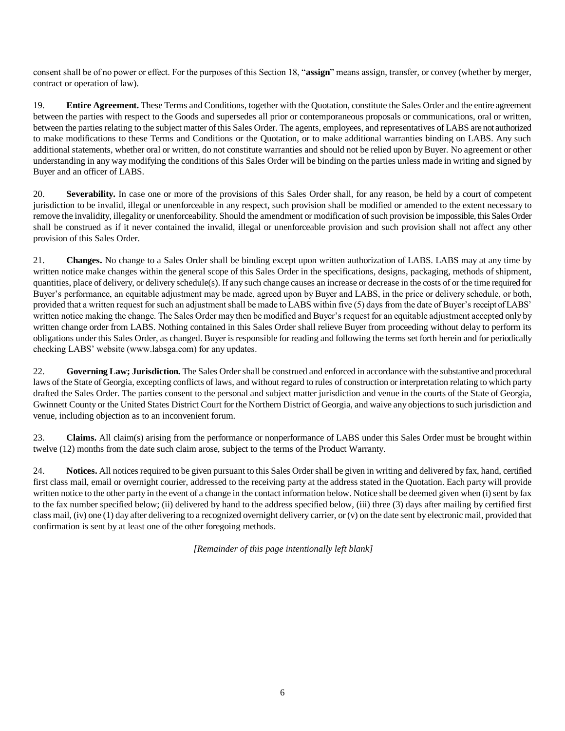consent shall be of no power or effect. For the purposes of this Section 18, "**assign**" means assign, transfer, or convey (whether by merger, contract or operation of law).

19. **Entire Agreement.** These Terms and Conditions, together with the Quotation, constitute the Sales Order and the entire agreement between the parties with respect to the Goods and supersedes all prior or contemporaneous proposals or communications, oral or written, between the parties relating to the subject matter of this Sales Order. The agents, employees, and representatives of LABS are not authorized to make modifications to these Terms and Conditions or the Quotation, or to make additional warranties binding on LABS. Any such additional statements, whether oral or written, do not constitute warranties and should not be relied upon by Buyer. No agreement or other understanding in any way modifying the conditions of this Sales Order will be binding on the parties unless made in writing and signed by Buyer and an officer of LABS.

20. **Severability.** In case one or more of the provisions of this Sales Order shall, for any reason, be held by a court of competent jurisdiction to be invalid, illegal or unenforceable in any respect, such provision shall be modified or amended to the extent necessary to remove the invalidity, illegality or unenforceability. Should the amendment or modification of such provision be impossible, this Sales Order shall be construed as if it never contained the invalid, illegal or unenforceable provision and such provision shall not affect any other provision of this Sales Order.

21. **Changes.** No change to a Sales Order shall be binding except upon written authorization of LABS. LABS may at any time by written notice make changes within the general scope of this Sales Order in the specifications, designs, packaging, methods of shipment, quantities, place of delivery, or delivery schedule(s). If any such change causes an increase or decrease in the costs of or the time required for Buyer's performance, an equitable adjustment may be made, agreed upon by Buyer and LABS, in the price or delivery schedule, or both, provided that a written request for such an adjustment shall be made to LABS within five (5) days from the date of Buyer's receipt of LABS' written notice making the change. The Sales Order may then be modified and Buyer's request for an equitable adjustment accepted only by written change order from LABS. Nothing contained in this Sales Order shall relieve Buyer from proceeding without delay to perform its obligations under this Sales Order, as changed. Buyer is responsible for reading and following the terms set forth herein and for periodically checking LABS' website (www.labsga.com) for any updates.

22. **Governing Law; Jurisdiction.** The Sales Order shall be construed and enforced in accordance with the substantive and procedural laws of the State of Georgia, excepting conflicts of laws, and without regard to rules of construction or interpretation relating to which party drafted the Sales Order. The parties consent to the personal and subject matter jurisdiction and venue in the courts of the State of Georgia, Gwinnett County or the United States District Court for the Northern District of Georgia, and waive any objections to such jurisdiction and venue, including objection as to an inconvenient forum.

23. **Claims.** All claim(s) arising from the performance or nonperformance of LABS under this Sales Order must be brought within twelve (12) months from the date such claim arose, subject to the terms of the Product Warranty.

24. **Notices.** All notices required to be given pursuant to this Sales Order shall be given in writing and delivered by fax, hand, certified first class mail, email or overnight courier, addressed to the receiving party at the address stated in the Quotation. Each party will provide written notice to the other party in the event of a change in the contact information below. Notice shall be deemed given when (i) sent by fax to the fax number specified below; (ii) delivered by hand to the address specified below, (iii) three (3) days after mailing by certified first class mail, (iv) one (1) day after delivering to a recognized overnight delivery carrier, or (v) on the date sent by electronic mail, provided that confirmation is sent by at least one of the other foregoing methods.

*[Remainder of this page intentionally left blank]*